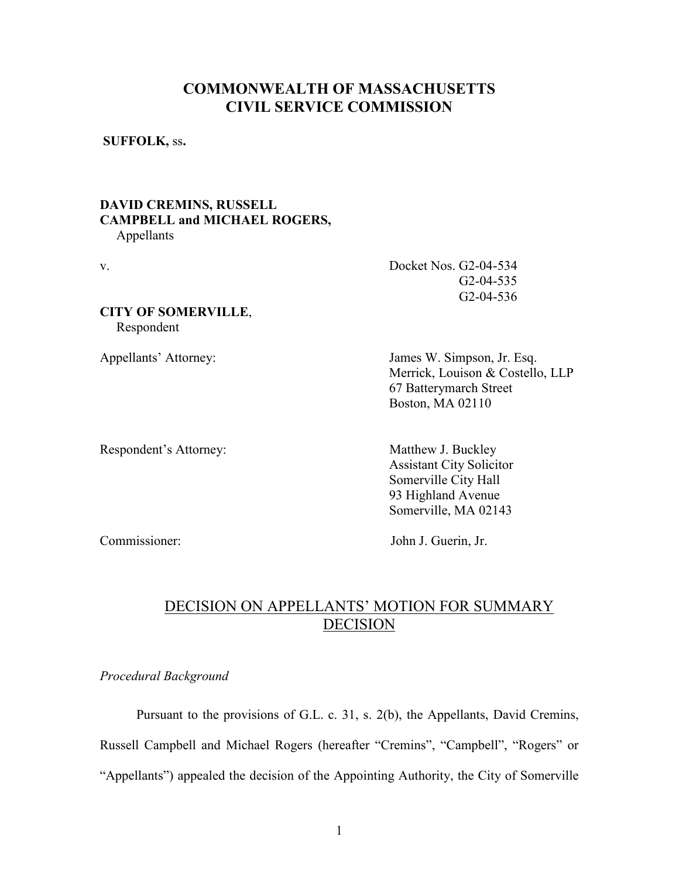# COMMONWEALTH OF MASSACHUSETTS
# CIVIL SERVICE COMMISSION

**SUFFOLK,** ss**.**

**DAVID CREMINS, RUSSELL CAMPBELL and MICHAEL ROGERS,**
Appellants

v.

Docket Nos. G2-04-534
G2-04-535
G2-04-536

**CITY OF SOMERVILLE**,
Respondent

Appellants' Attorney:

James W. Simpson, Jr. Esq.
Merrick, Louison & Costello, LLP
67 Batterymarch Street
Boston, MA 02110

Respondent's Attorney:

Matthew J. Buckley
Assistant City Solicitor
Somerville City Hall
93 Highland Avenue
Somerville, MA 02143

Commissioner:

John J. Guerin, Jr.

## DECISION ON APPELLANTS' MOTION FOR SUMMARY DECISION

*Procedural Background*

Pursuant to the provisions of G.L. c. 31, s. 2(b), the Appellants, David Cremins, Russell Campbell and Michael Rogers (hereafter "Cremins", "Campbell", "Rogers" or "Appellants") appealed the decision of the Appointing Authority, the City of Somerville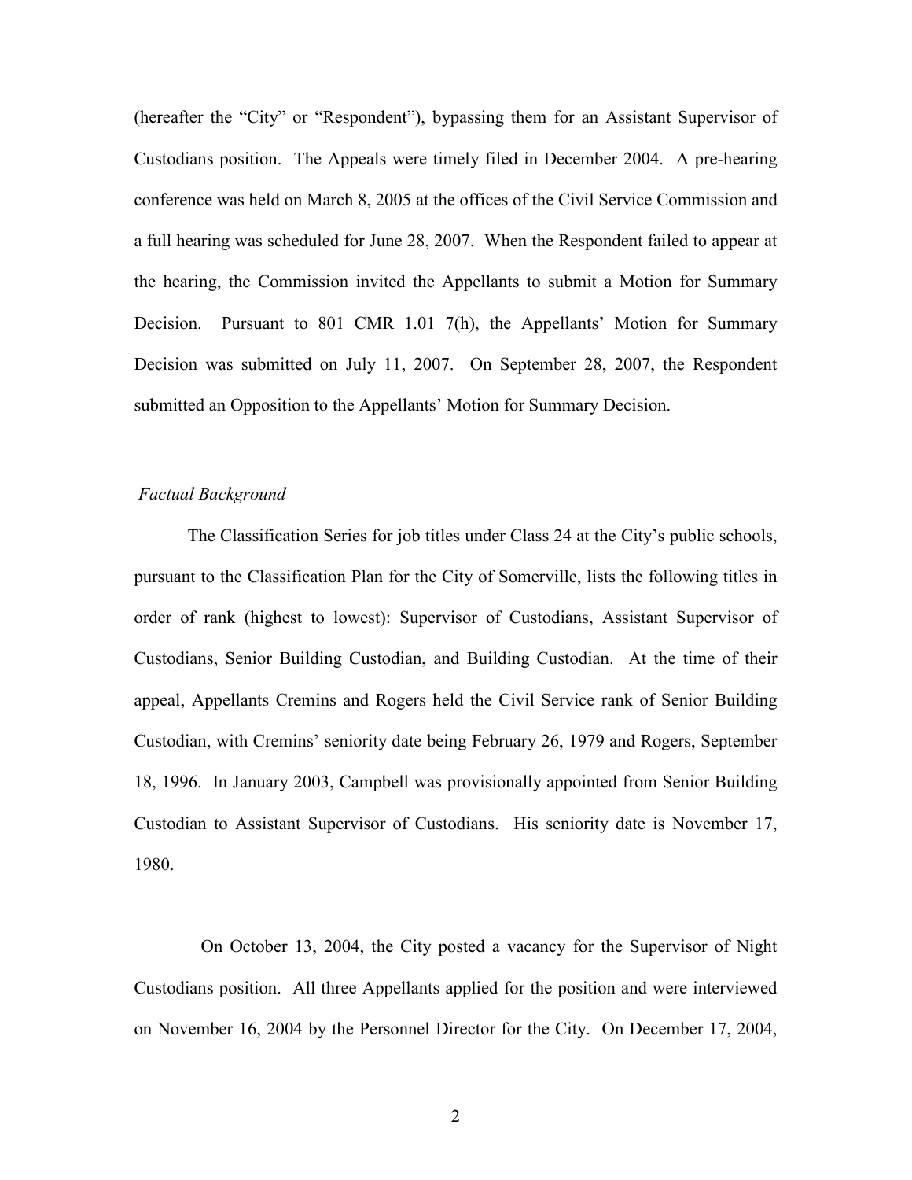(hereafter the "City" or "Respondent"), bypassing them for an Assistant Supervisor of Custodians position. The Appeals were timely filed in December 2004. A pre-hearing conference was held on March 8, 2005 at the offices of the Civil Service Commission and a full hearing was scheduled for June 28, 2007. When the Respondent failed to appear at the hearing, the Commission invited the Appellants to submit a Motion for Summary Decision. Pursuant to 801 CMR 1.01 7(h), the Appellants' Motion for Summary Decision was submitted on July 11, 2007. On September 28, 2007, the Respondent submitted an Opposition to the Appellants' Motion for Summary Decision.

*Factual Background*

The Classification Series for job titles under Class 24 at the City's public schools, pursuant to the Classification Plan for the City of Somerville, lists the following titles in order of rank (highest to lowest): Supervisor of Custodians, Assistant Supervisor of Custodians, Senior Building Custodian, and Building Custodian. At the time of their appeal, Appellants Cremins and Rogers held the Civil Service rank of Senior Building Custodian, with Cremins' seniority date being February 26, 1979 and Rogers, September 18, 1996. In January 2003, Campbell was provisionally appointed from Senior Building Custodian to Assistant Supervisor of Custodians. His seniority date is November 17, 1980.

On October 13, 2004, the City posted a vacancy for the Supervisor of Night Custodians position. All three Appellants applied for the position and were interviewed on November 16, 2004 by the Personnel Director for the City. On December 17, 2004,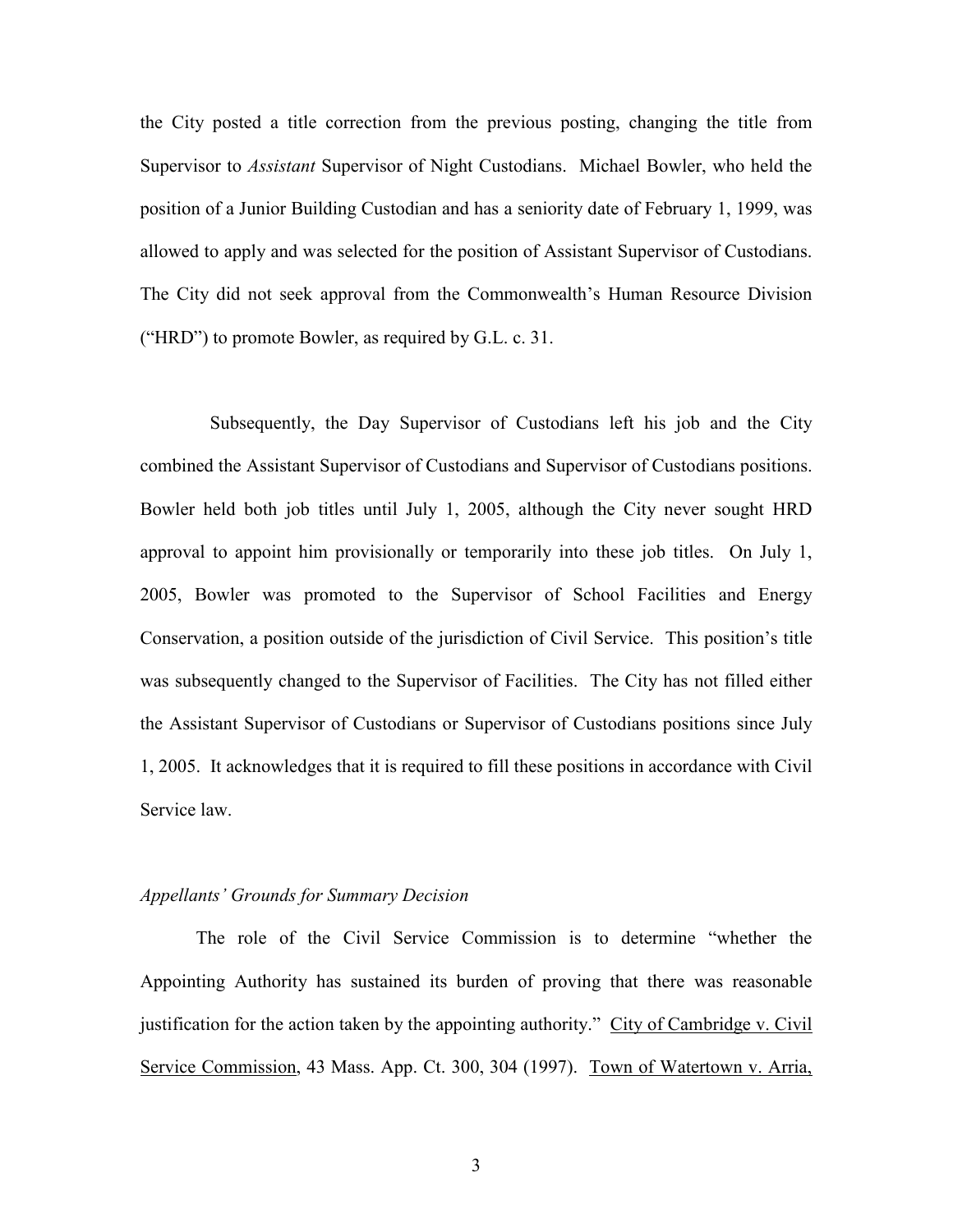the City posted a title correction from the previous posting, changing the title from Supervisor to *Assistant* Supervisor of Night Custodians. Michael Bowler, who held the position of a Junior Building Custodian and has a seniority date of February 1, 1999, was allowed to apply and was selected for the position of Assistant Supervisor of Custodians. The City did not seek approval from the Commonwealth's Human Resource Division ("HRD") to promote Bowler, as required by G.L. c. 31.

Subsequently, the Day Supervisor of Custodians left his job and the City combined the Assistant Supervisor of Custodians and Supervisor of Custodians positions. Bowler held both job titles until July 1, 2005, although the City never sought HRD approval to appoint him provisionally or temporarily into these job titles. On July 1, 2005, Bowler was promoted to the Supervisor of School Facilities and Energy Conservation, a position outside of the jurisdiction of Civil Service. This position's title was subsequently changed to the Supervisor of Facilities. The City has not filled either the Assistant Supervisor of Custodians or Supervisor of Custodians positions since July 1, 2005. It acknowledges that it is required to fill these positions in accordance with Civil Service law.

*Appellants' Grounds for Summary Decision*

The role of the Civil Service Commission is to determine "whether the Appointing Authority has sustained its burden of proving that there was reasonable justification for the action taken by the appointing authority." City of Cambridge v. Civil Service Commission, 43 Mass. App. Ct. 300, 304 (1997). Town of Watertown v. Arria,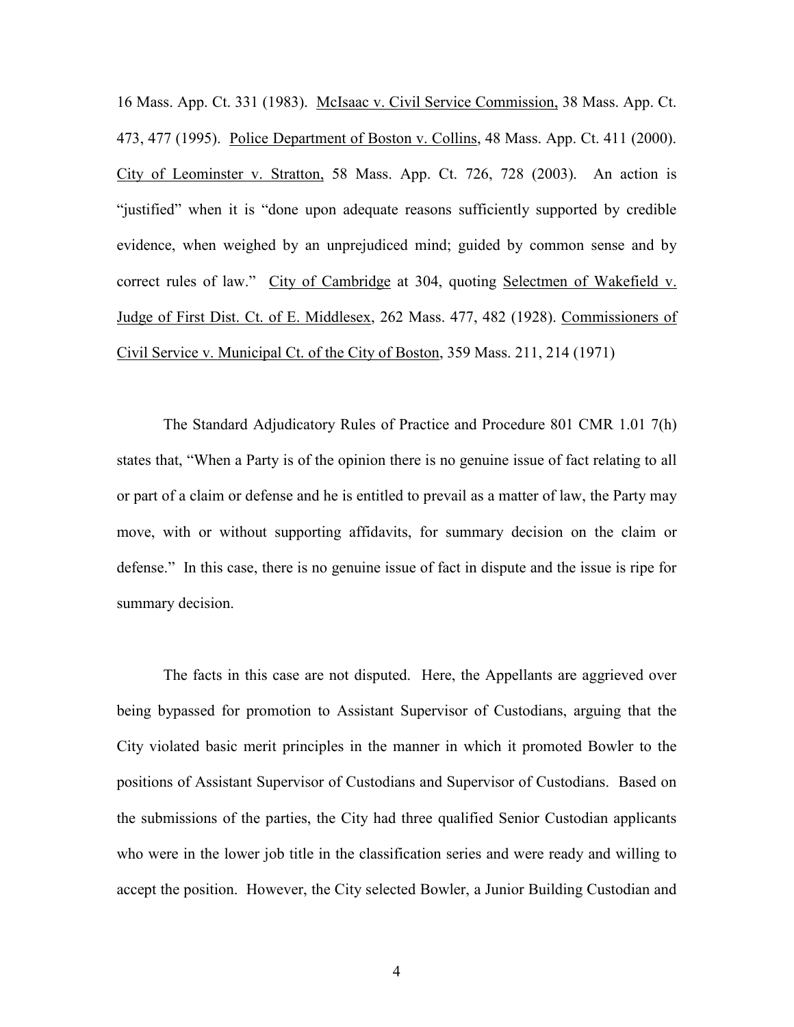16 Mass. App. Ct. 331 (1983). McIsaac v. Civil Service Commission, 38 Mass. App. Ct. 473, 477 (1995). Police Department of Boston v. Collins, 48 Mass. App. Ct. 411 (2000). City of Leominster v. Stratton, 58 Mass. App. Ct. 726, 728 (2003). An action is "justified" when it is "done upon adequate reasons sufficiently supported by credible evidence, when weighed by an unprejudiced mind; guided by common sense and by correct rules of law." City of Cambridge at 304, quoting Selectmen of Wakefield v. Judge of First Dist. Ct. of E. Middlesex, 262 Mass. 477, 482 (1928). Commissioners of Civil Service v. Municipal Ct. of the City of Boston, 359 Mass. 211, 214 (1971)

The Standard Adjudicatory Rules of Practice and Procedure 801 CMR 1.01 7(h) states that, "When a Party is of the opinion there is no genuine issue of fact relating to all or part of a claim or defense and he is entitled to prevail as a matter of law, the Party may move, with or without supporting affidavits, for summary decision on the claim or defense." In this case, there is no genuine issue of fact in dispute and the issue is ripe for summary decision.

The facts in this case are not disputed. Here, the Appellants are aggrieved over being bypassed for promotion to Assistant Supervisor of Custodians, arguing that the City violated basic merit principles in the manner in which it promoted Bowler to the positions of Assistant Supervisor of Custodians and Supervisor of Custodians. Based on the submissions of the parties, the City had three qualified Senior Custodian applicants who were in the lower job title in the classification series and were ready and willing to accept the position. However, the City selected Bowler, a Junior Building Custodian and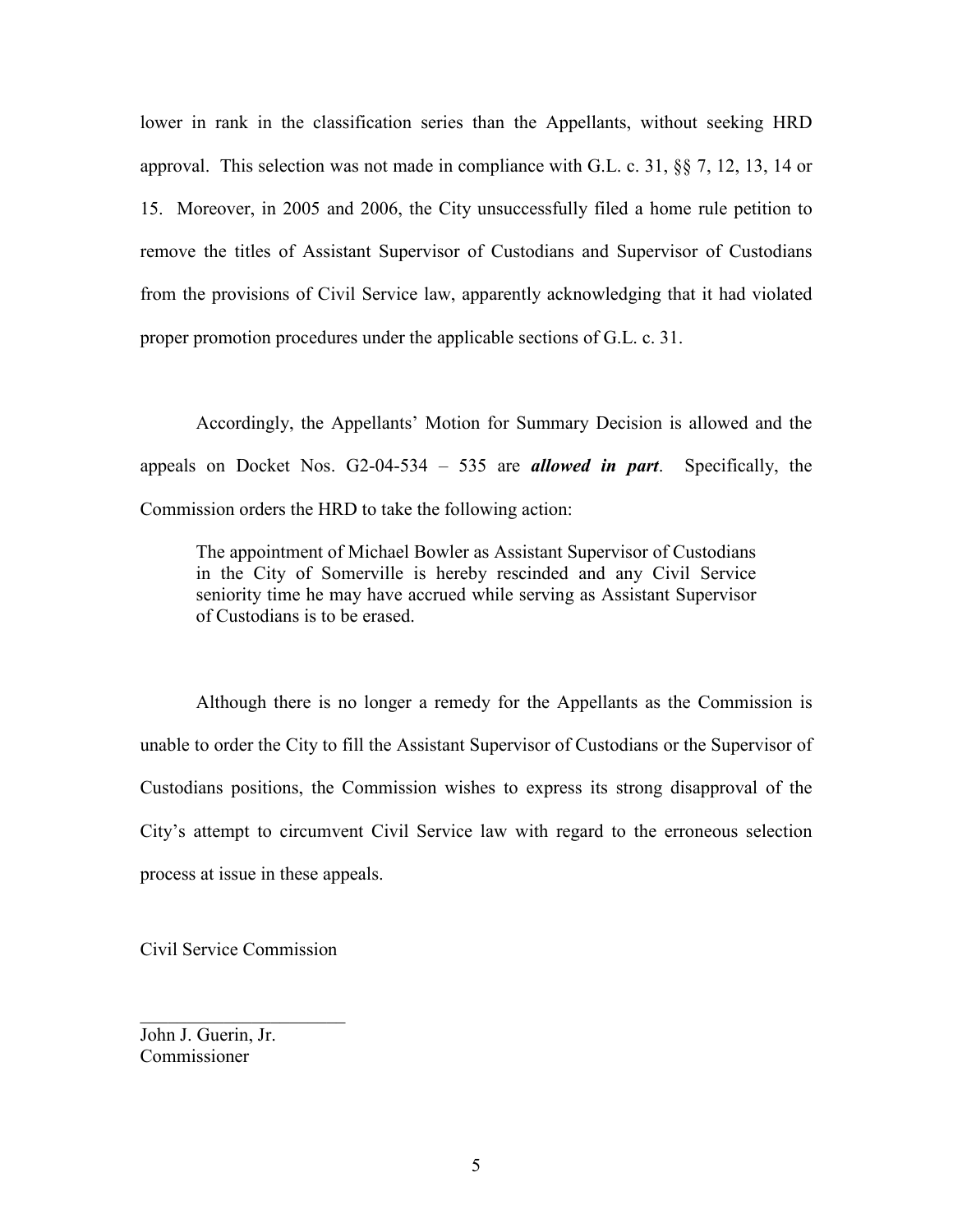lower in rank in the classification series than the Appellants, without seeking HRD approval. This selection was not made in compliance with G.L. c. 31, §§ 7, 12, 13, 14 or 15. Moreover, in 2005 and 2006, the City unsuccessfully filed a home rule petition to remove the titles of Assistant Supervisor of Custodians and Supervisor of Custodians from the provisions of Civil Service law, apparently acknowledging that it had violated proper promotion procedures under the applicable sections of G.L. c. 31.

Accordingly, the Appellants' Motion for Summary Decision is allowed and the appeals on Docket Nos. G2-04-534 – 535 are ***allowed in part***. Specifically, the Commission orders the HRD to take the following action:

> The appointment of Michael Bowler as Assistant Supervisor of Custodians in the City of Somerville is hereby rescinded and any Civil Service seniority time he may have accrued while serving as Assistant Supervisor of Custodians is to be erased.

Although there is no longer a remedy for the Appellants as the Commission is unable to order the City to fill the Assistant Supervisor of Custodians or the Supervisor of Custodians positions, the Commission wishes to express its strong disapproval of the City's attempt to circumvent Civil Service law with regard to the erroneous selection process at issue in these appeals.

Civil Service Commission

\_\_\_\_\_\_\_\_\_\_\_\_\_\_\_\_\_\_\_\_\_\_\_\_

John J. Guerin, Jr.
Commissioner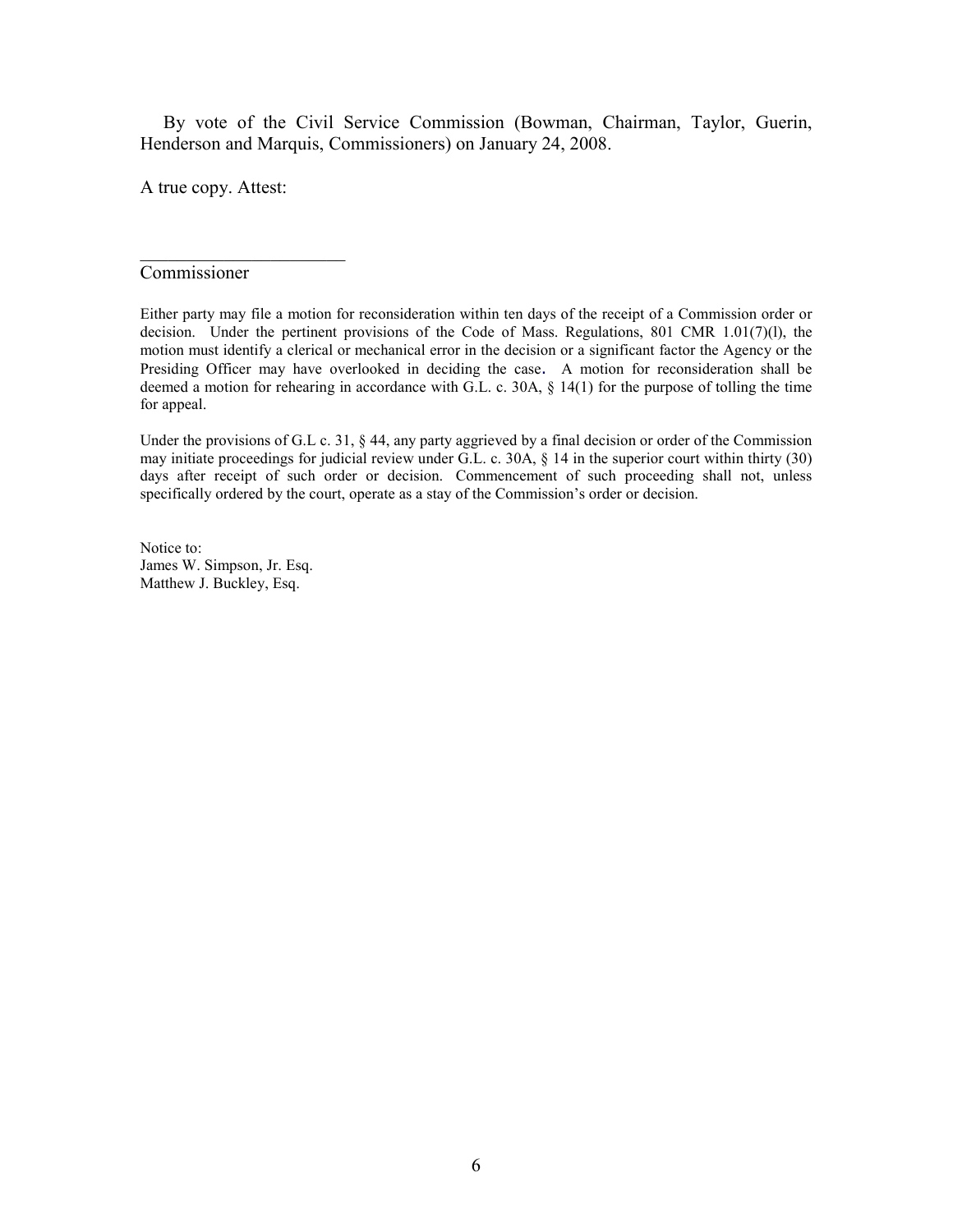By vote of the Civil Service Commission (Bowman, Chairman, Taylor, Guerin, Henderson and Marquis, Commissioners) on January 24, 2008.

A true copy. Attest:

\_\_\_\_\_\_\_\_\_\_\_\_\_\_\_\_\_\_\_\_\_\_\_\_

Commissioner

Either party may file a motion for reconsideration within ten days of the receipt of a Commission order or decision. Under the pertinent provisions of the Code of Mass. Regulations, 801 CMR 1.01(7)(l), the motion must identify a clerical or mechanical error in the decision or a significant factor the Agency or the Presiding Officer may have overlooked in deciding the case. A motion for reconsideration shall be deemed a motion for rehearing in accordance with G.L. c. 30A, § 14(1) for the purpose of tolling the time for appeal.

Under the provisions of G.L c. 31, § 44, any party aggrieved by a final decision or order of the Commission may initiate proceedings for judicial review under G.L. c. 30A, § 14 in the superior court within thirty (30) days after receipt of such order or decision. Commencement of such proceeding shall not, unless specifically ordered by the court, operate as a stay of the Commission's order or decision.

Notice to:
James W. Simpson, Jr. Esq.
Matthew J. Buckley, Esq.